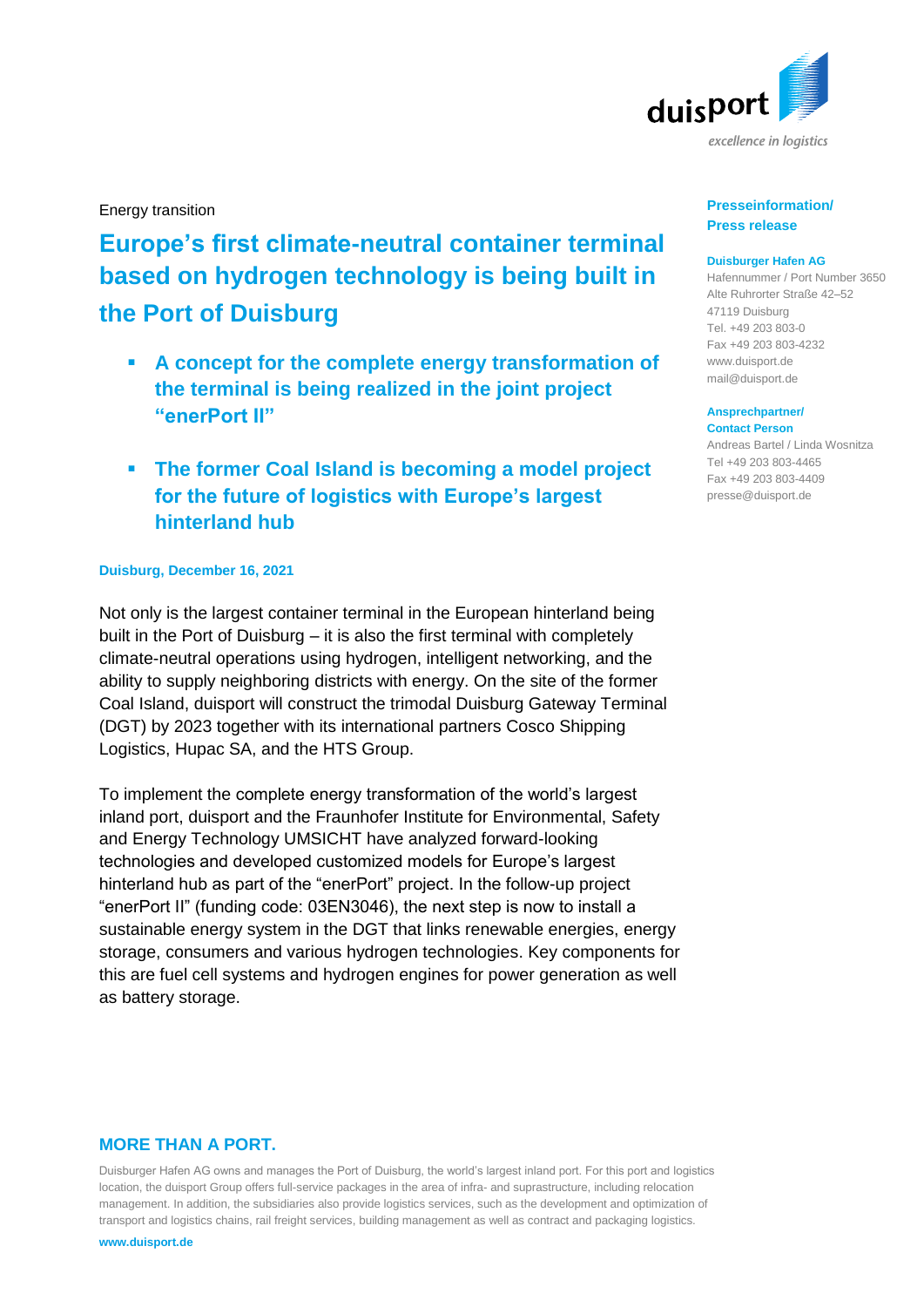Energy transition

# Europe's first climate-neutral container terminal based on hydrogen technology is being built in the Port of Duisburg

- **A concept for the complete energy transformation of the terminal is being realized in the joint project "enerPort II"**
- **The former Coal Island is becoming a model project for the future of logistics with Europe's largest hinterland hub**

**Presseinformation/ Press release**

**Duisburger Hafen AG**
Hafennummer / Port Number 3650
Alte Ruhrorter Straße 42–52
47119 Duisburg
Tel. +49 203 803-0
Fax +49 203 803-4232
www.duisport.de
mail@duisport.de

**Ansprechpartner/ Contact Person**
Andreas Bartel / Linda Wosnitza
Tel +49 203 803-4465
Fax +49 203 803-4409
presse@duisport.de

**Duisburg, December 16, 2021**

Not only is the largest container terminal in the European hinterland being built in the Port of Duisburg – it is also the first terminal with completely climate-neutral operations using hydrogen, intelligent networking, and the ability to supply neighboring districts with energy. On the site of the former Coal Island, duisport will construct the trimodal Duisburg Gateway Terminal (DGT) by 2023 together with its international partners Cosco Shipping Logistics, Hupac SA, and the HTS Group.

To implement the complete energy transformation of the world's largest inland port, duisport and the Fraunhofer Institute for Environmental, Safety and Energy Technology UMSICHT have analyzed forward-looking technologies and developed customized models for Europe's largest hinterland hub as part of the "enerPort" project. In the follow-up project "enerPort II" (funding code: 03EN3046), the next step is now to install a sustainable energy system in the DGT that links renewable energies, energy storage, consumers and various hydrogen technologies. Key components for this are fuel cell systems and hydrogen engines for power generation as well as battery storage.

**MORE THAN A PORT.**

Duisburger Hafen AG owns and manages the Port of Duisburg, the world's largest inland port. For this port and logistics location, the duisport Group offers full-service packages in the area of infra- and suprastructure, including relocation management. In addition, the subsidiaries also provide logistics services, such as the development and optimization of transport and logistics chains, rail freight services, building management as well as contract and packaging logistics.

**www.duisport.de**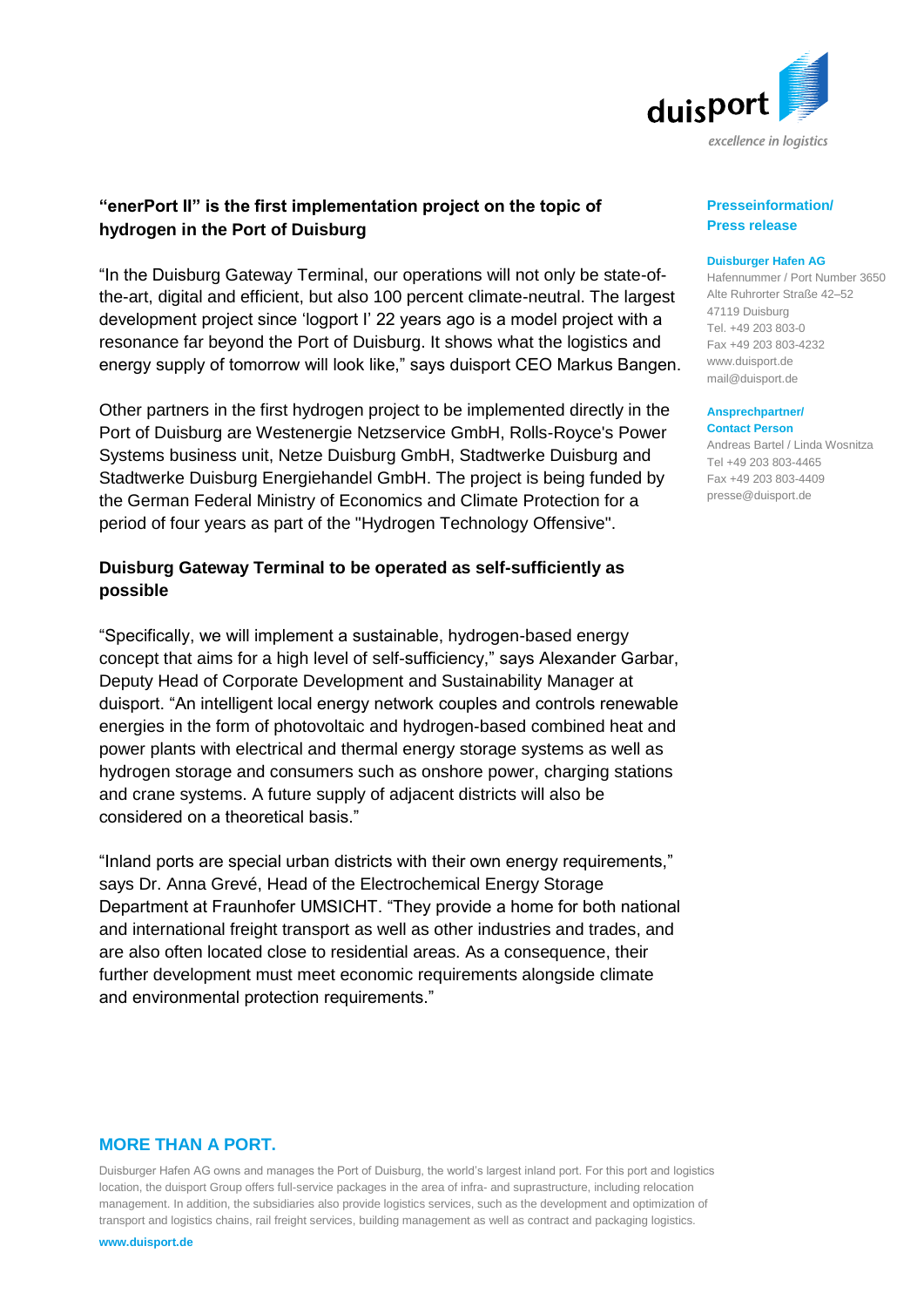## "enerPort II" is the first implementation project on the topic of hydrogen in the Port of Duisburg

"In the Duisburg Gateway Terminal, our operations will not only be state-of-the-art, digital and efficient, but also 100 percent climate-neutral. The largest development project since 'logport I' 22 years ago is a model project with a resonance far beyond the Port of Duisburg. It shows what the logistics and energy supply of tomorrow will look like," says duisport CEO Markus Bangen.

Other partners in the first hydrogen project to be implemented directly in the Port of Duisburg are Westenergie Netzservice GmbH, Rolls-Royce's Power Systems business unit, Netze Duisburg GmbH, Stadtwerke Duisburg and Stadtwerke Duisburg Energiehandel GmbH. The project is being funded by the German Federal Ministry of Economics and Climate Protection for a period of four years as part of the "Hydrogen Technology Offensive".

## Duisburg Gateway Terminal to be operated as self-sufficiently as possible

"Specifically, we will implement a sustainable, hydrogen-based energy concept that aims for a high level of self-sufficiency," says Alexander Garbar, Deputy Head of Corporate Development and Sustainability Manager at duisport. "An intelligent local energy network couples and controls renewable energies in the form of photovoltaic and hydrogen-based combined heat and power plants with electrical and thermal energy storage systems as well as hydrogen storage and consumers such as onshore power, charging stations and crane systems. A future supply of adjacent districts will also be considered on a theoretical basis."

"Inland ports are special urban districts with their own energy requirements," says Dr. Anna Grevé, Head of the Electrochemical Energy Storage Department at Fraunhofer UMSICHT. "They provide a home for both national and international freight transport as well as other industries and trades, and are also often located close to residential areas. As a consequence, their further development must meet economic requirements alongside climate and environmental protection requirements."

**Presseinformation/ Press release**

**Duisburger Hafen AG**
Hafennummer / Port Number 3650
Alte Ruhrorter Straße 42–52
47119 Duisburg
Tel. +49 203 803-0
Fax +49 203 803-4232
www.duisport.de
mail@duisport.de

**Ansprechpartner/ Contact Person**
Andreas Bartel / Linda Wosnitza
Tel +49 203 803-4465
Fax +49 203 803-4409
presse@duisport.de

**MORE THAN A PORT.**

Duisburger Hafen AG owns and manages the Port of Duisburg, the world's largest inland port. For this port and logistics location, the duisport Group offers full-service packages in the area of infra- and suprastructure, including relocation management. In addition, the subsidiaries also provide logistics services, such as the development and optimization of transport and logistics chains, rail freight services, building management as well as contract and packaging logistics.

**www.duisport.de**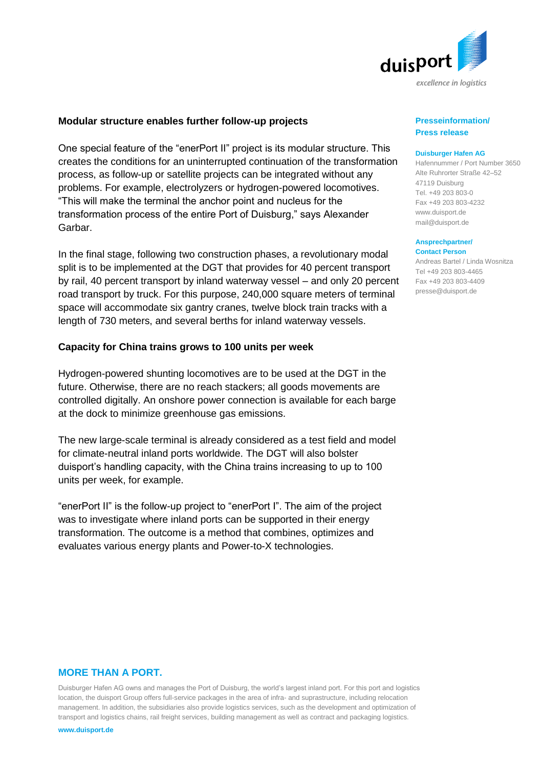## Modular structure enables further follow-up projects

One special feature of the "enerPort II" project is its modular structure. This creates the conditions for an uninterrupted continuation of the transformation process, as follow-up or satellite projects can be integrated without any problems. For example, electrolyzers or hydrogen-powered locomotives. "This will make the terminal the anchor point and nucleus for the transformation process of the entire Port of Duisburg," says Alexander Garbar.

In the final stage, following two construction phases, a revolutionary modal split is to be implemented at the DGT that provides for 40 percent transport by rail, 40 percent transport by inland waterway vessel – and only 20 percent road transport by truck. For this purpose, 240,000 square meters of terminal space will accommodate six gantry cranes, twelve block train tracks with a length of 730 meters, and several berths for inland waterway vessels.

## Capacity for China trains grows to 100 units per week

Hydrogen-powered shunting locomotives are to be used at the DGT in the future. Otherwise, there are no reach stackers; all goods movements are controlled digitally. An onshore power connection is available for each barge at the dock to minimize greenhouse gas emissions.

The new large-scale terminal is already considered as a test field and model for climate-neutral inland ports worldwide. The DGT will also bolster duisport's handling capacity, with the China trains increasing to up to 100 units per week, for example.

"enerPort II" is the follow-up project to "enerPort I". The aim of the project was to investigate where inland ports can be supported in their energy transformation. The outcome is a method that combines, optimizes and evaluates various energy plants and Power-to-X technologies.

**Presseinformation/ Press release**

**Duisburger Hafen AG**
Hafennummer / Port Number 3650
Alte Ruhrorter Straße 42–52
47119 Duisburg
Tel. +49 203 803-0
Fax +49 203 803-4232
www.duisport.de
mail@duisport.de

**Ansprechpartner/ Contact Person**
Andreas Bartel / Linda Wosnitza
Tel +49 203 803-4465
Fax +49 203 803-4409
presse@duisport.de

**MORE THAN A PORT.**

Duisburger Hafen AG owns and manages the Port of Duisburg, the world's largest inland port. For this port and logistics location, the duisport Group offers full-service packages in the area of infra- and suprastructure, including relocation management. In addition, the subsidiaries also provide logistics services, such as the development and optimization of transport and logistics chains, rail freight services, building management as well as contract and packaging logistics.

**www.duisport.de**